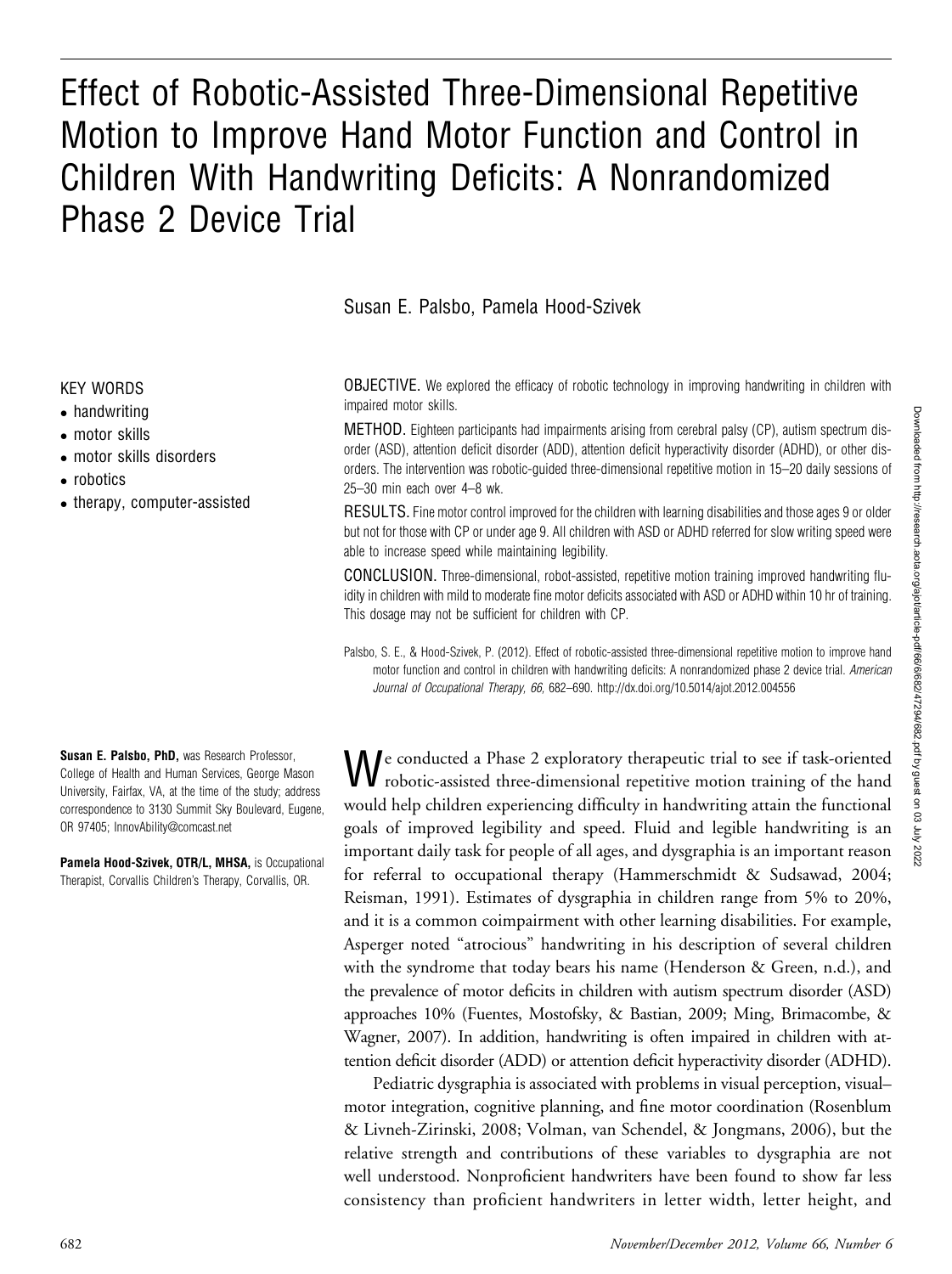# Effect of Robotic-Assisted Three-Dimensional Repetitive Motion to Improve Hand Motor Function and Control in Children With Handwriting Deficits: A Nonrandomized Phase 2 Device Trial

Susan E. Palsbo, Pamela Hood-Szivek

KEY WORDS

- handwriting
- motor skills
- motor skills disorders
- robotics
- therapy, computer-assisted

OBJECTIVE. We explored the efficacy of robotic technology in improving handwriting in children with impaired motor skills.

METHOD. Eighteen participants had impairments arising from cerebral palsy (CP), autism spectrum disorder (ASD), attention deficit disorder (ADD), attention deficit hyperactivity disorder (ADHD), or other disorders. The intervention was robotic-guided three-dimensional repetitive motion in 15–20 daily sessions of 25–30 min each over 4–8 wk.

RESULTS. Fine motor control improved for the children with learning disabilities and those ages 9 or older but not for those with CP or under age 9. All children with ASD or ADHD referred for slow writing speed were able to increase speed while maintaining legibility.

CONCLUSION. Three-dimensional, robot-assisted, repetitive motion training improved handwriting fluidity in children with mild to moderate fine motor deficits associated with ASD or ADHD within 10 hr of training. This dosage may not be sufficient for children with CP.

Palsbo, S. E., & Hood-Szivek, P. (2012). Effect of robotic-assisted three-dimensional repetitive motion to improve hand motor function and control in children with handwriting deficits: A nonrandomized phase 2 device trial. *American Journal of Occupational Therapy, 66,* 682–690. http://dx.doi.org/10.5014/ajot.2012.004556

**Susan E. Palsbo, PhD,** was Research Professor, College of Health and Human Services, George Mason University, Fairfax, VA, at the time of the study; address correspondence to 3130 Summit Sky Boulevard, Eugene, OR 97405; InnovAbility@comcast.net

**Pamela Hood-Szivek, OTR/L, MHSA,** is Occupational Therapist, Corvallis Children's Therapy, Corvallis, OR.

We conducted a Phase 2 exploratory therapeutic trial to see if task-oriented robotic-assisted three-dimensional repetitive motion training of the hand would help children experiencing difficulty in handwriting attain the functional goals of improved legibility and speed. Fluid and legible handwriting is an important daily task for people of all ages, and dysgraphia is an important reason for referral to occupational therapy (Hammerschmidt & Sudsawad, 2004; Reisman, 1991). Estimates of dysgraphia in children range from 5% to 20%, and it is a common coimpairment with other learning disabilities. For example, Asperger noted "atrocious" handwriting in his description of several children with the syndrome that today bears his name (Henderson & Green, n.d.), and the prevalence of motor deficits in children with autism spectrum disorder (ASD) approaches 10% (Fuentes, Mostofsky, & Bastian, 2009; Ming, Brimacombe, & Wagner, 2007). In addition, handwriting is often impaired in children with attention deficit disorder (ADD) or attention deficit hyperactivity disorder (ADHD).

Pediatric dysgraphia is associated with problems in visual perception, visual–motor integration, cognitive planning, and fine motor coordination (Rosenblum & Livneh-Zirinski, 2008; Volman, van Schendel, & Jongmans, 2006), but the relative strength and contributions of these variables to dysgraphia are not well understood. Nonproficient handwriters have been found to show far less consistency than proficient handwriters in letter width, letter height, and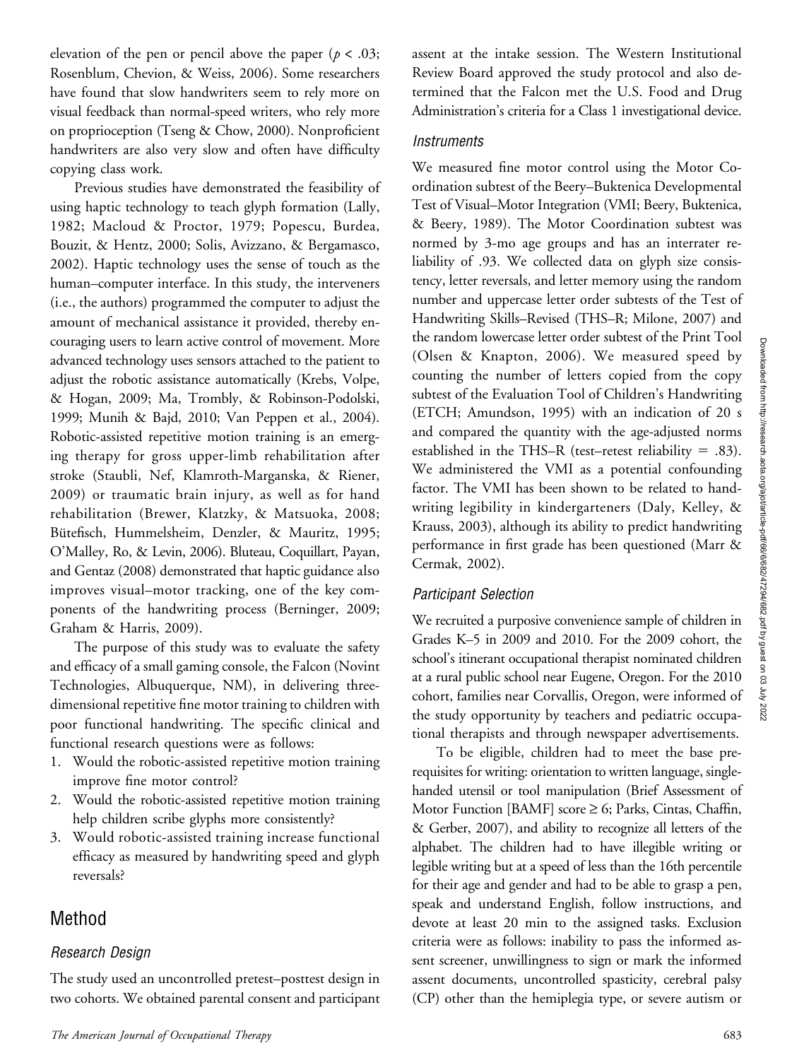elevation of the pen or pencil above the paper ($p < .03$; Rosenblum, Chevion, & Weiss, 2006). Some researchers have found that slow handwriters seem to rely more on visual feedback than normal-speed writers, who rely more on proprioception (Tseng & Chow, 2000). Nonproficient handwriters are also very slow and often have difficulty copying class work.

Previous studies have demonstrated the feasibility of using haptic technology to teach glyph formation (Lally, 1982; Macloud & Proctor, 1979; Popescu, Burdea, Bouzit, & Hentz, 2000; Solis, Avizzano, & Bergamasco, 2002). Haptic technology uses the sense of touch as the human–computer interface. In this study, the interveners (i.e., the authors) programmed the computer to adjust the amount of mechanical assistance it provided, thereby encouraging users to learn active control of movement. More advanced technology uses sensors attached to the patient to adjust the robotic assistance automatically (Krebs, Volpe, & Hogan, 2009; Ma, Trombly, & Robinson-Podolski, 1999; Munih & Bajd, 2010; Van Peppen et al., 2004). Robotic-assisted repetitive motion training is an emerging therapy for gross upper-limb rehabilitation after stroke (Staubli, Nef, Klamroth-Marganska, & Riener, 2009) or traumatic brain injury, as well as for hand rehabilitation (Brewer, Klatzky, & Matsuoka, 2008; Bütefisch, Hummelsheim, Denzler, & Mauritz, 1995; O'Malley, Ro, & Levin, 2006). Bluteau, Coquillart, Payan, and Gentaz (2008) demonstrated that haptic guidance also improves visual–motor tracking, one of the key components of the handwriting process (Berninger, 2009; Graham & Harris, 2009).

The purpose of this study was to evaluate the safety and efficacy of a small gaming console, the Falcon (Novint Technologies, Albuquerque, NM), in delivering three-dimensional repetitive fine motor training to children with poor functional handwriting. The specific clinical and functional research questions were as follows:

1. Would the robotic-assisted repetitive motion training improve fine motor control?
2. Would the robotic-assisted repetitive motion training help children scribe glyphs more consistently?
3. Would robotic-assisted training increase functional efficacy as measured by handwriting speed and glyph reversals?

## Method

### Research Design

The study used an uncontrolled pretest–posttest design in two cohorts. We obtained parental consent and participant assent at the intake session. The Western Institutional Review Board approved the study protocol and also determined that the Falcon met the U.S. Food and Drug Administration's criteria for a Class 1 investigational device.

### Instruments

We measured fine motor control using the Motor Coordination subtest of the Beery–Buktenica Developmental Test of Visual–Motor Integration (VMI; Beery, Buktenica, & Beery, 1989). The Motor Coordination subtest was normed by 3-mo age groups and has an interrater reliability of .93. We collected data on glyph size consistency, letter reversals, and letter memory using the random number and uppercase letter order subtests of the Test of Handwriting Skills–Revised (THS–R; Milone, 2007) and the random lowercase letter order subtest of the Print Tool (Olsen & Knapton, 2006). We measured speed by counting the number of letters copied from the copy subtest of the Evaluation Tool of Children's Handwriting (ETCH; Amundson, 1995) with an indication of 20 s and compared the quantity with the age-adjusted norms established in the THS–R (test–retest reliability = .83). We administered the VMI as a potential confounding factor. The VMI has been shown to be related to handwriting legibility in kindergarteners (Daly, Kelley, & Krauss, 2003), although its ability to predict handwriting performance in first grade has been questioned (Marr & Cermak, 2002).

### Participant Selection

We recruited a purposive convenience sample of children in Grades K–5 in 2009 and 2010. For the 2009 cohort, the school's itinerant occupational therapist nominated children at a rural public school near Eugene, Oregon. For the 2010 cohort, families near Corvallis, Oregon, were informed of the study opportunity by teachers and pediatric occupational therapists and through newspaper advertisements.

To be eligible, children had to meet the base prerequisites for writing: orientation to written language, single-handed utensil or tool manipulation (Brief Assessment of Motor Function [BAMF] score ≥ 6; Parks, Cintas, Chaffin, & Gerber, 2007), and ability to recognize all letters of the alphabet. The children had to have illegible writing or legible writing but at a speed of less than the 16th percentile for their age and gender and had to be able to grasp a pen, speak and understand English, follow instructions, and devote at least 20 min to the assigned tasks. Exclusion criteria were as follows: inability to pass the informed assent screener, unwillingness to sign or mark the informed assent documents, uncontrolled spasticity, cerebral palsy (CP) other than the hemiplegia type, or severe autism or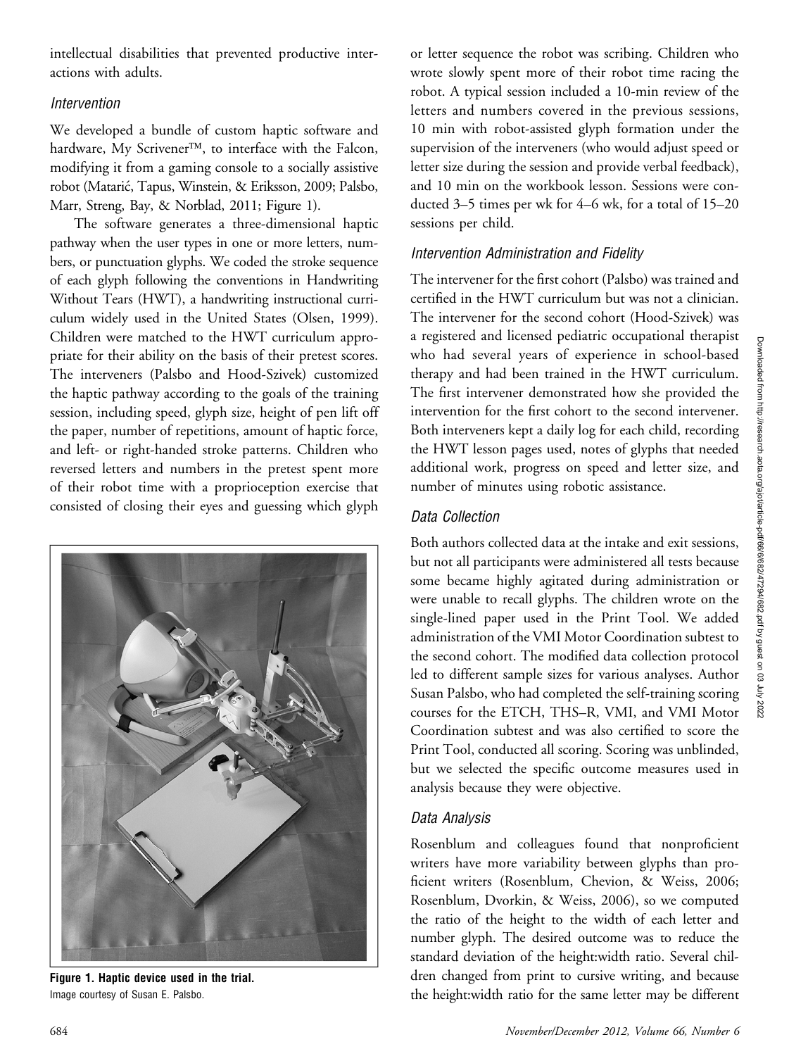intellectual disabilities that prevented productive interactions with adults.

### Intervention

We developed a bundle of custom haptic software and hardware, My Scrivener™, to interface with the Falcon, modifying it from a gaming console to a socially assistive robot (Matarić, Tapus, Winstein, & Eriksson, 2009; Palsbo, Marr, Streng, Bay, & Norblad, 2011; Figure 1).

The software generates a three-dimensional haptic pathway when the user types in one or more letters, numbers, or punctuation glyphs. We coded the stroke sequence of each glyph following the conventions in Handwriting Without Tears (HWT), a handwriting instructional curriculum widely used in the United States (Olsen, 1999). Children were matched to the HWT curriculum appropriate for their ability on the basis of their pretest scores. The interveners (Palsbo and Hood-Szivek) customized the haptic pathway according to the goals of the training session, including speed, glyph size, height of pen lift off the paper, number of repetitions, amount of haptic force, and left- or right-handed stroke patterns. Children who reversed letters and numbers in the pretest spent more of their robot time with a proprioception exercise that consisted of closing their eyes and guessing which glyph or letter sequence the robot was scribing. Children who wrote slowly spent more of their robot time racing the robot. A typical session included a 10-min review of the letters and numbers covered in the previous sessions, 10 min with robot-assisted glyph formation under the supervision of the interveners (who would adjust speed or letter size during the session and provide verbal feedback), and 10 min on the workbook lesson. Sessions were conducted 3–5 times per wk for 4–6 wk, for a total of 15–20 sessions per child.

**Figure 1. Haptic device used in the trial.**
Image courtesy of Susan E. Palsbo.

### Intervention Administration and Fidelity

The intervener for the first cohort (Palsbo) was trained and certified in the HWT curriculum but was not a clinician. The intervener for the second cohort (Hood-Szivek) was a registered and licensed pediatric occupational therapist who had several years of experience in school-based therapy and had been trained in the HWT curriculum. The first intervener demonstrated how she provided the intervention for the first cohort to the second intervener. Both interveners kept a daily log for each child, recording the HWT lesson pages used, notes of glyphs that needed additional work, progress on speed and letter size, and number of minutes using robotic assistance.

### Data Collection

Both authors collected data at the intake and exit sessions, but not all participants were administered all tests because some became highly agitated during administration or were unable to recall glyphs. The children wrote on the single-lined paper used in the Print Tool. We added administration of the VMI Motor Coordination subtest to the second cohort. The modified data collection protocol led to different sample sizes for various analyses. Author Susan Palsbo, who had completed the self-training scoring courses for the ETCH, THS–R, VMI, and VMI Motor Coordination subtest and was also certified to score the Print Tool, conducted all scoring. Scoring was unblinded, but we selected the specific outcome measures used in analysis because they were objective.

### Data Analysis

Rosenblum and colleagues found that nonproficient writers have more variability between glyphs than proficient writers (Rosenblum, Chevion, & Weiss, 2006; Rosenblum, Dvorkin, & Weiss, 2006), so we computed the ratio of the height to the width of each letter and number glyph. The desired outcome was to reduce the standard deviation of the height:width ratio. Several children changed from print to cursive writing, and because the height:width ratio for the same letter may be different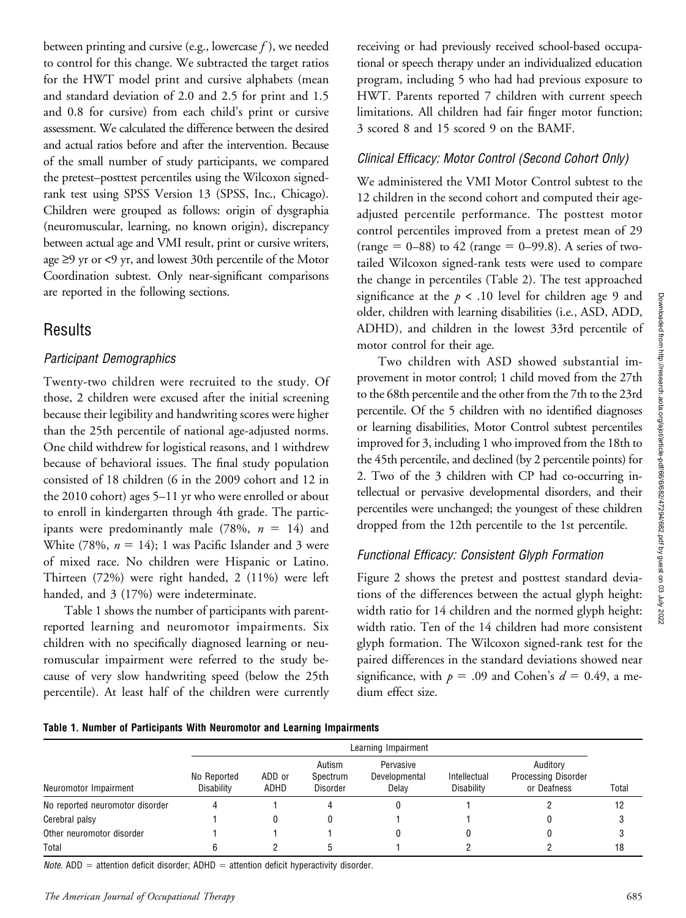between printing and cursive (e.g., lowercase *f*), we needed to control for this change. We subtracted the target ratios for the HWT model print and cursive alphabets (mean and standard deviation of 2.0 and 2.5 for print and 1.5 and 0.8 for cursive) from each child's print or cursive assessment. We calculated the difference between the desired and actual ratios before and after the intervention. Because of the small number of study participants, we compared the pretest–posttest percentiles using the Wilcoxon signed-rank test using SPSS Version 13 (SPSS, Inc., Chicago). Children were grouped as follows: origin of dysgraphia (neuromuscular, learning, no known origin), discrepancy between actual age and VMI result, print or cursive writers, age ≥9 yr or <9 yr, and lowest 30th percentile of the Motor Coordination subtest. Only near-significant comparisons are reported in the following sections.

## Results

### Participant Demographics

Twenty-two children were recruited to the study. Of those, 2 children were excused after the initial screening because their legibility and handwriting scores were higher than the 25th percentile of national age-adjusted norms. One child withdrew for logistical reasons, and 1 withdrew because of behavioral issues. The final study population consisted of 18 children (6 in the 2009 cohort and 12 in the 2010 cohort) ages 5–11 yr who were enrolled or about to enroll in kindergarten through 4th grade. The participants were predominantly male (78%, $n = 14$) and White (78%, $n = 14$); 1 was Pacific Islander and 3 were of mixed race. No children were Hispanic or Latino. Thirteen (72%) were right handed, 2 (11%) were left handed, and 3 (17%) were indeterminate.

Table 1 shows the number of participants with parent-reported learning and neuromotor impairments. Six children with no specifically diagnosed learning or neuromuscular impairment were referred to the study because of very slow handwriting speed (below the 25th percentile). At least half of the children were currently receiving or had previously received school-based occupational or speech therapy under an individualized education program, including 5 who had had previous exposure to HWT. Parents reported 7 children with current speech limitations. All children had fair finger motor function; 3 scored 8 and 15 scored 9 on the BAMF.

### Clinical Efficacy: Motor Control (Second Cohort Only)

We administered the VMI Motor Control subtest to the 12 children in the second cohort and computed their age-adjusted percentile performance. The posttest motor control percentiles improved from a pretest mean of 29 (range = 0–88) to 42 (range = 0–99.8). A series of two-tailed Wilcoxon signed-rank tests were used to compare the change in percentiles (Table 2). The test approached significance at the $p < .10$ level for children age 9 and older, children with learning disabilities (i.e., ASD, ADD, ADHD), and children in the lowest 33rd percentile of motor control for their age.

Two children with ASD showed substantial improvement in motor control; 1 child moved from the 27th to the 68th percentile and the other from the 7th to the 23rd percentile. Of the 5 children with no identified diagnoses or learning disabilities, Motor Control subtest percentiles improved for 3, including 1 who improved from the 18th to the 45th percentile, and declined (by 2 percentile points) for 2. Two of the 3 children with CP had co-occurring intellectual or pervasive developmental disorders, and their percentiles were unchanged; the youngest of these children dropped from the 12th percentile to the 1st percentile.

### Functional Efficacy: Consistent Glyph Formation

Figure 2 shows the pretest and posttest standard deviations of the differences between the actual glyph height: width ratio for 14 children and the normed glyph height: width ratio. Ten of the 14 children had more consistent glyph formation. The Wilcoxon signed-rank test for the paired differences in the standard deviations showed near significance, with $p = .09$ and Cohen's $d = 0.49$, a medium effect size.

**Table 1. Number of Participants With Neuromotor and Learning Impairments**

| | Learning Impairment | | | | | | |
|---|---|---|---|---|---|---|---|
| Neuromotor Impairment | No Reported Disability | ADD or ADHD | Autism Spectrum Disorder | Pervasive Developmental Delay | Intellectual Disability | Auditory Processing Disorder or Deafness | Total |
| No reported neuromotor disorder | 4 | 1 | 4 | 0 | 1 | 2 | 12 |
| Cerebral palsy | 1 | 0 | 0 | 1 | 1 | 0 | 3 |
| Other neuromotor disorder | 1 | 1 | 1 | 0 | 0 | 0 | 3 |
| Total | 6 | 2 | 5 | 1 | 2 | 2 | 18 |

*Note.* ADD = attention deficit disorder; ADHD = attention deficit hyperactivity disorder.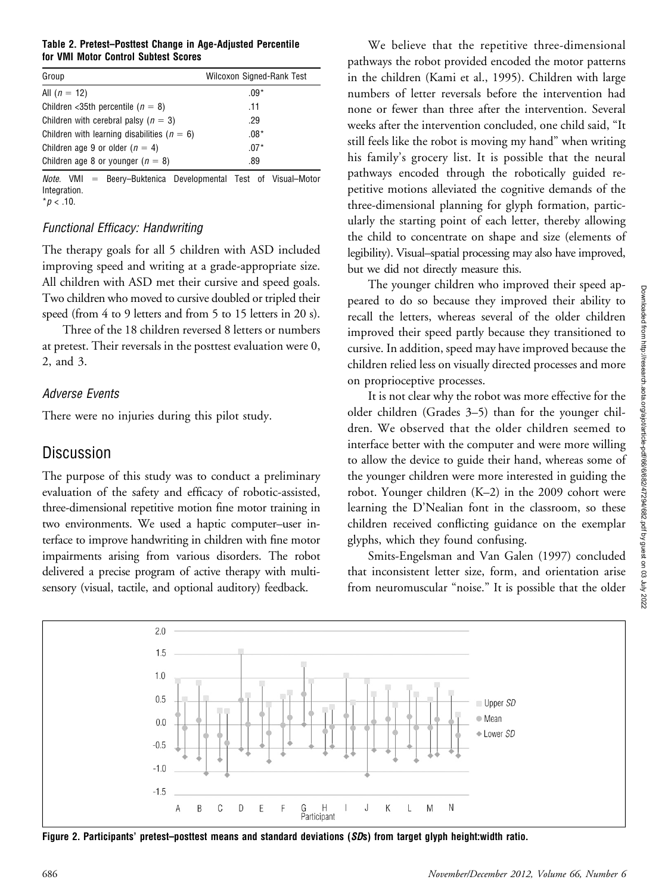**Table 2. Pretest–Posttest Change in Age-Adjusted Percentile for VMI Motor Control Subtest Scores**

| Group | Wilcoxon Signed-Rank Test |
|---|---|
| All ($n = 12$) | .09* |
| Children <35th percentile ($n = 8$) | .11 |
| Children with cerebral palsy ($n = 3$) | .29 |
| Children with learning disabilities ($n = 6$) | .08* |
| Children age 9 or older ($n = 4$) | .07* |
| Children age 8 or younger ($n = 8$) | .89 |

*Note.* VMI = Beery–Buktenica Developmental Test of Visual–Motor Integration.
*$p < .10$.

### *Functional Efficacy: Handwriting*

The therapy goals for all 5 children with ASD included improving speed and writing at a grade-appropriate size. All children with ASD met their cursive and speed goals. Two children who moved to cursive doubled or tripled their speed (from 4 to 9 letters and from 5 to 15 letters in 20 s).

Three of the 18 children reversed 8 letters or numbers at pretest. Their reversals in the posttest evaluation were 0, 2, and 3.

### *Adverse Events*

There were no injuries during this pilot study.

## Discussion

The purpose of this study was to conduct a preliminary evaluation of the safety and efficacy of robotic-assisted, three-dimensional repetitive motion fine motor training in two environments. We used a haptic computer–user interface to improve handwriting in children with fine motor impairments arising from various disorders. The robot delivered a precise program of active therapy with multisensory (visual, tactile, and optional auditory) feedback.

We believe that the repetitive three-dimensional pathways the robot provided encoded the motor patterns in the children (Kami et al., 1995). Children with large numbers of letter reversals before the intervention had none or fewer than three after the intervention. Several weeks after the intervention concluded, one child said, "It still feels like the robot is moving my hand" when writing his family's grocery list. It is possible that the neural pathways encoded through the robotically guided repetitive motions alleviated the cognitive demands of the three-dimensional planning for glyph formation, particularly the starting point of each letter, thereby allowing the child to concentrate on shape and size (elements of legibility). Visual–spatial processing may also have improved, but we did not directly measure this.

The younger children who improved their speed appeared to do so because they improved their ability to recall the letters, whereas several of the older children improved their speed partly because they transitioned to cursive. In addition, speed may have improved because the children relied less on visually directed processes and more on proprioceptive processes.

It is not clear why the robot was more effective for the older children (Grades 3–5) than for the younger children. We observed that the older children seemed to interface better with the computer and were more willing to allow the device to guide their hand, whereas some of the younger children were more interested in guiding the robot. Younger children (K–2) in the 2009 cohort were learning the D'Nealian font in the classroom, so these children received conflicting guidance on the exemplar glyphs, which they found confusing.

Smits-Engelsman and Van Galen (1997) concluded that inconsistent letter size, form, and orientation arise from neuromuscular "noise." It is possible that the older

**Figure 2. Participants' pretest–posttest means and standard deviations (*SD*s) from target glyph height:width ratio.**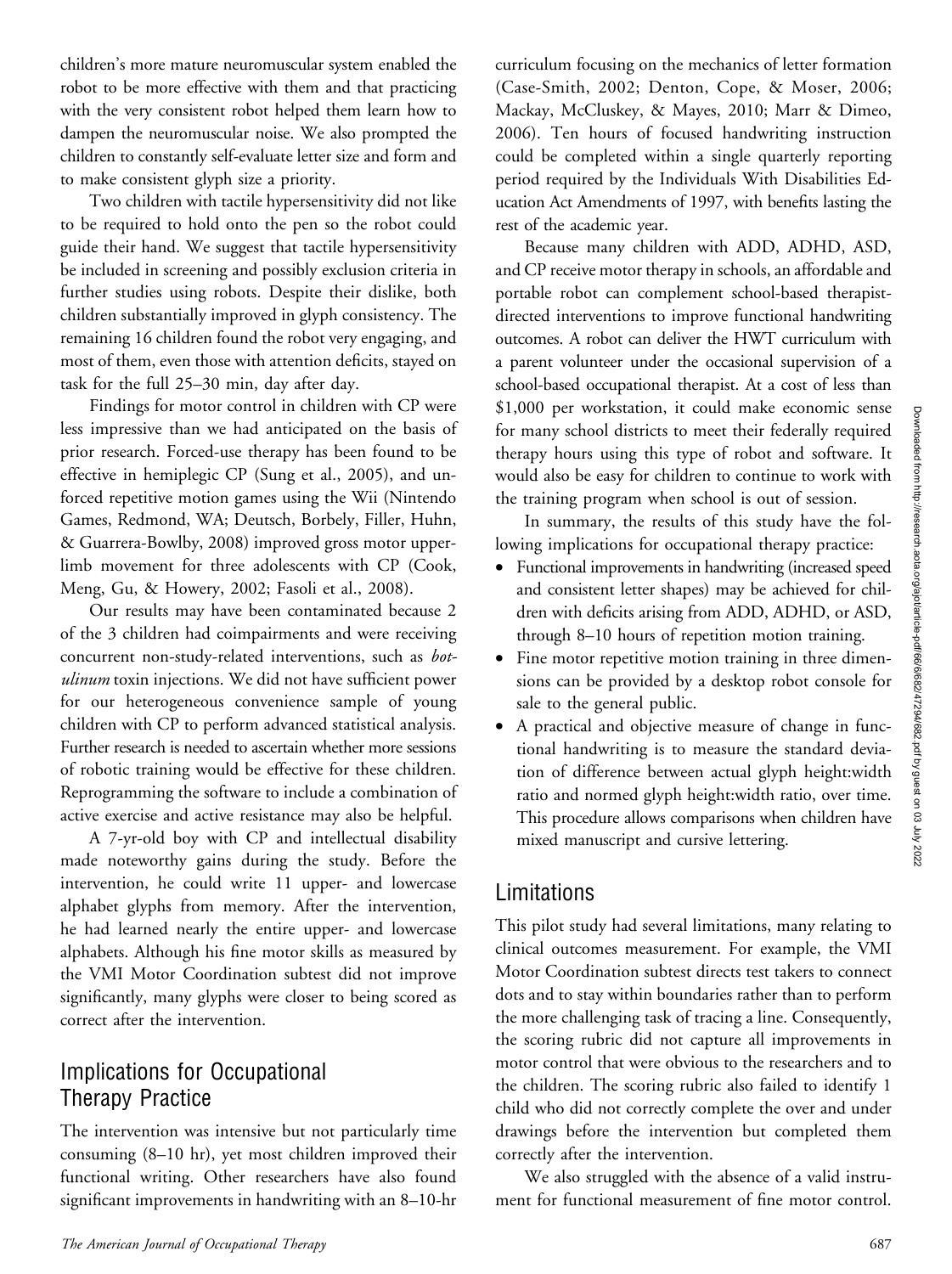children's more mature neuromuscular system enabled the robot to be more effective with them and that practicing with the very consistent robot helped them learn how to dampen the neuromuscular noise. We also prompted the children to constantly self-evaluate letter size and form and to make consistent glyph size a priority.

Two children with tactile hypersensitivity did not like to be required to hold onto the pen so the robot could guide their hand. We suggest that tactile hypersensitivity be included in screening and possibly exclusion criteria in further studies using robots. Despite their dislike, both children substantially improved in glyph consistency. The remaining 16 children found the robot very engaging, and most of them, even those with attention deficits, stayed on task for the full 25–30 min, day after day.

Findings for motor control in children with CP were less impressive than we had anticipated on the basis of prior research. Forced-use therapy has been found to be effective in hemiplegic CP (Sung et al., 2005), and unforced repetitive motion games using the Wii (Nintendo Games, Redmond, WA; Deutsch, Borbely, Filler, Huhn, & Guarrera-Bowlby, 2008) improved gross motor upper-limb movement for three adolescents with CP (Cook, Meng, Gu, & Howery, 2002; Fasoli et al., 2008).

Our results may have been contaminated because 2 of the 3 children had coimpairments and were receiving concurrent non-study-related interventions, such as *botulinum* toxin injections. We did not have sufficient power for our heterogeneous convenience sample of young children with CP to perform advanced statistical analysis. Further research is needed to ascertain whether more sessions of robotic training would be effective for these children. Reprogramming the software to include a combination of active exercise and active resistance may also be helpful.

A 7-yr-old boy with CP and intellectual disability made noteworthy gains during the study. Before the intervention, he could write 11 upper- and lowercase alphabet glyphs from memory. After the intervention, he had learned nearly the entire upper- and lowercase alphabets. Although his fine motor skills as measured by the VMI Motor Coordination subtest did not improve significantly, many glyphs were closer to being scored as correct after the intervention.

## Implications for Occupational Therapy Practice

The intervention was intensive but not particularly time consuming (8–10 hr), yet most children improved their functional writing. Other researchers have also found significant improvements in handwriting with an 8–10-hr curriculum focusing on the mechanics of letter formation (Case-Smith, 2002; Denton, Cope, & Moser, 2006; Mackay, McCluskey, & Mayes, 2010; Marr & Dimeo, 2006). Ten hours of focused handwriting instruction could be completed within a single quarterly reporting period required by the Individuals With Disabilities Education Act Amendments of 1997, with benefits lasting the rest of the academic year.

Because many children with ADD, ADHD, ASD, and CP receive motor therapy in schools, an affordable and portable robot can complement school-based therapist-directed interventions to improve functional handwriting outcomes. A robot can deliver the HWT curriculum with a parent volunteer under the occasional supervision of a school-based occupational therapist. At a cost of less than $1,000 per workstation, it could make economic sense for many school districts to meet their federally required therapy hours using this type of robot and software. It would also be easy for children to continue to work with the training program when school is out of session.

In summary, the results of this study have the following implications for occupational therapy practice:

- Functional improvements in handwriting (increased speed and consistent letter shapes) may be achieved for children with deficits arising from ADD, ADHD, or ASD, through 8–10 hours of repetition motion training.
- Fine motor repetitive motion training in three dimensions can be provided by a desktop robot console for sale to the general public.
- A practical and objective measure of change in functional handwriting is to measure the standard deviation of difference between actual glyph height:width ratio and normed glyph height:width ratio, over time. This procedure allows comparisons when children have mixed manuscript and cursive lettering.

## Limitations

This pilot study had several limitations, many relating to clinical outcomes measurement. For example, the VMI Motor Coordination subtest directs test takers to connect dots and to stay within boundaries rather than to perform the more challenging task of tracing a line. Consequently, the scoring rubric did not capture all improvements in motor control that were obvious to the researchers and to the children. The scoring rubric also failed to identify 1 child who did not correctly complete the over and under drawings before the intervention but completed them correctly after the intervention.

We also struggled with the absence of a valid instrument for functional measurement of fine motor control.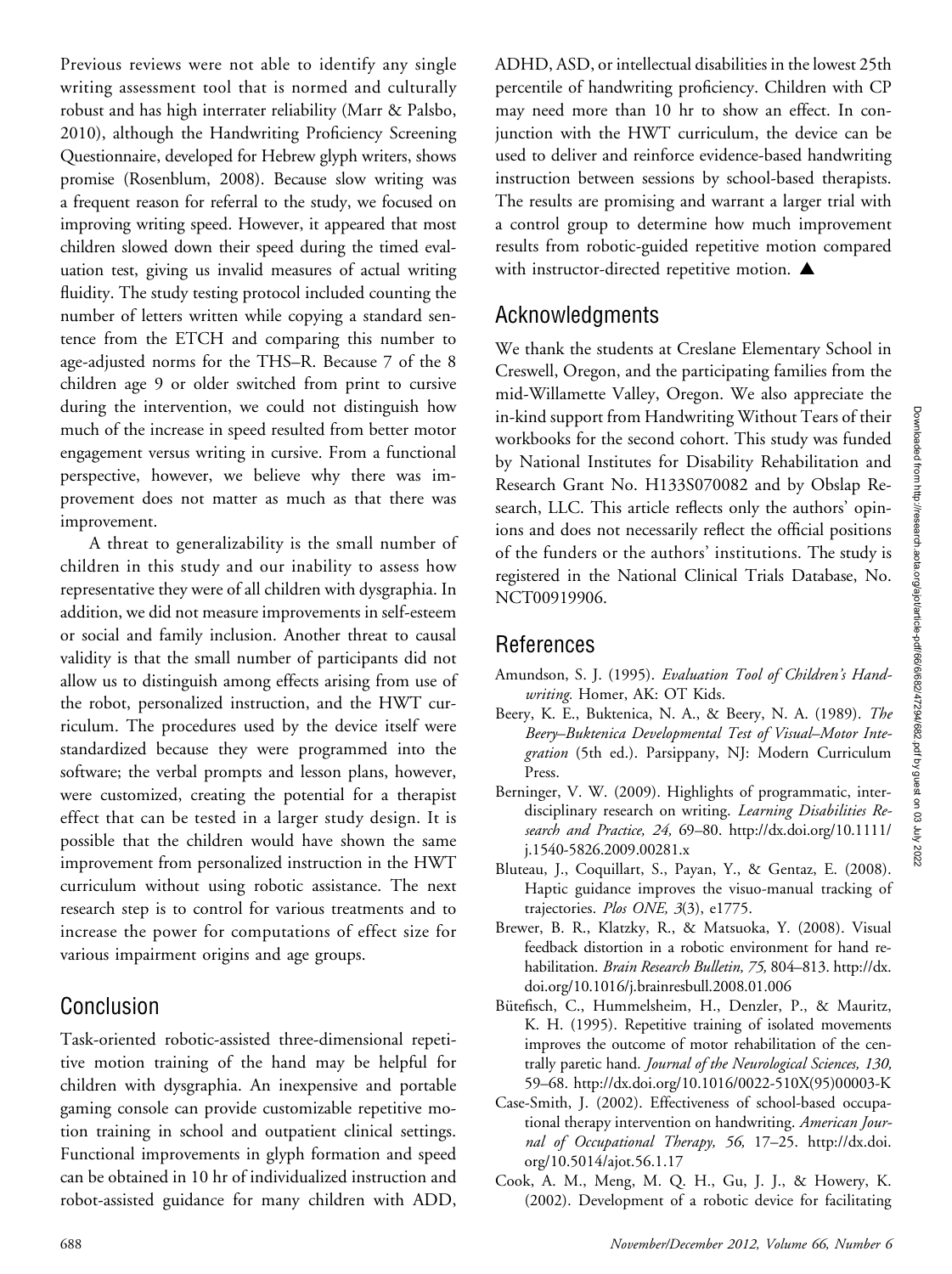Previous reviews were not able to identify any single writing assessment tool that is normed and culturally robust and has high interrater reliability (Marr & Palsbo, 2010), although the Handwriting Proficiency Screening Questionnaire, developed for Hebrew glyph writers, shows promise (Rosenblum, 2008). Because slow writing was a frequent reason for referral to the study, we focused on improving writing speed. However, it appeared that most children slowed down their speed during the timed evaluation test, giving us invalid measures of actual writing fluidity. The study testing protocol included counting the number of letters written while copying a standard sentence from the ETCH and comparing this number to age-adjusted norms for the THS–R. Because 7 of the 8 children age 9 or older switched from print to cursive during the intervention, we could not distinguish how much of the increase in speed resulted from better motor engagement versus writing in cursive. From a functional perspective, however, we believe why there was improvement does not matter as much as that there was improvement.

A threat to generalizability is the small number of children in this study and our inability to assess how representative they were of all children with dysgraphia. In addition, we did not measure improvements in self-esteem or social and family inclusion. Another threat to causal validity is that the small number of participants did not allow us to distinguish among effects arising from use of the robot, personalized instruction, and the HWT curriculum. The procedures used by the device itself were standardized because they were programmed into the software; the verbal prompts and lesson plans, however, were customized, creating the potential for a therapist effect that can be tested in a larger study design. It is possible that the children would have shown the same improvement from personalized instruction in the HWT curriculum without using robotic assistance. The next research step is to control for various treatments and to increase the power for computations of effect size for various impairment origins and age groups.

## Conclusion

Task-oriented robotic-assisted three-dimensional repetitive motion training of the hand may be helpful for children with dysgraphia. An inexpensive and portable gaming console can provide customizable repetitive motion training in school and outpatient clinical settings. Functional improvements in glyph formation and speed can be obtained in 10 hr of individualized instruction and robot-assisted guidance for many children with ADD, ADHD, ASD, or intellectual disabilities in the lowest 25th percentile of handwriting proficiency. Children with CP may need more than 10 hr to show an effect. In conjunction with the HWT curriculum, the device can be used to deliver and reinforce evidence-based handwriting instruction between sessions by school-based therapists. The results are promising and warrant a larger trial with a control group to determine how much improvement results from robotic-guided repetitive motion compared with instructor-directed repetitive motion. ▲

## Acknowledgments

We thank the students at Creslane Elementary School in Creswell, Oregon, and the participating families from the mid-Willamette Valley, Oregon. We also appreciate the in-kind support from Handwriting Without Tears of their workbooks for the second cohort. This study was funded by National Institutes for Disability Rehabilitation and Research Grant No. H133S070082 and by Obslap Research, LLC. This article reflects only the authors' opinions and does not necessarily reflect the official positions of the funders or the authors' institutions. The study is registered in the National Clinical Trials Database, No. NCT00919906.

## References

Amundson, S. J. (1995). *Evaluation Tool of Children's Handwriting.* Homer, AK: OT Kids.

Beery, K. E., Buktenica, N. A., & Beery, N. A. (1989). *The Beery–Buktenica Developmental Test of Visual–Motor Integration* (5th ed.). Parsippany, NJ: Modern Curriculum Press.

Berninger, V. W. (2009). Highlights of programmatic, interdisciplinary research on writing. *Learning Disabilities Research and Practice, 24,* 69–80. http://dx.doi.org/10.1111/j.1540-5826.2009.00281.x

Bluteau, J., Coquillart, S., Payan, Y., & Gentaz, E. (2008). Haptic guidance improves the visuo-manual tracking of trajectories. *Plos ONE, 3*(3), e1775.

Brewer, B. R., Klatzky, R., & Matsuoka, Y. (2008). Visual feedback distortion in a robotic environment for hand rehabilitation. *Brain Research Bulletin, 75,* 804–813. http://dx.doi.org/10.1016/j.brainresbull.2008.01.006

Bütefisch, C., Hummelsheim, H., Denzler, P., & Mauritz, K. H. (1995). Repetitive training of isolated movements improves the outcome of motor rehabilitation of the centrally paretic hand. *Journal of the Neurological Sciences, 130,* 59–68. http://dx.doi.org/10.1016/0022-510X(95)00003-K

Case-Smith, J. (2002). Effectiveness of school-based occupational therapy intervention on handwriting. *American Journal of Occupational Therapy, 56,* 17–25. http://dx.doi.org/10.5014/ajot.56.1.17

Cook, A. M., Meng, M. Q. H., Gu, J. J., & Howery, K. (2002). Development of a robotic device for facilitating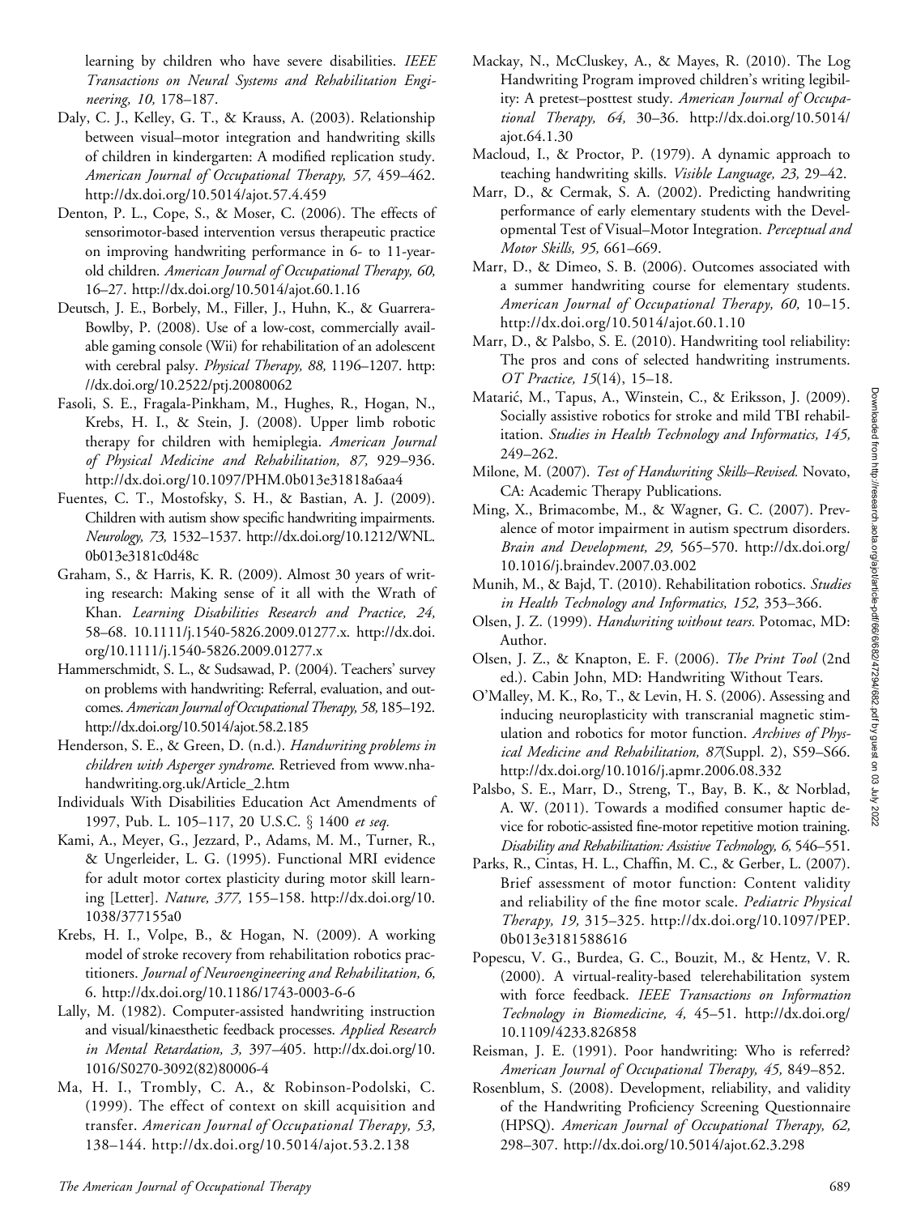learning by children who have severe disabilities. *IEEE Transactions on Neural Systems and Rehabilitation Engineering, 10,* 178–187.

Daly, C. J., Kelley, G. T., & Krauss, A. (2003). Relationship between visual–motor integration and handwriting skills of children in kindergarten: A modified replication study. *American Journal of Occupational Therapy, 57,* 459–462. http://dx.doi.org/10.5014/ajot.57.4.459

Denton, P. L., Cope, S., & Moser, C. (2006). The effects of sensorimotor-based intervention versus therapeutic practice on improving handwriting performance in 6- to 11-year-old children. *American Journal of Occupational Therapy, 60,* 16–27. http://dx.doi.org/10.5014/ajot.60.1.16

Deutsch, J. E., Borbely, M., Filler, J., Huhn, K., & Guarrera-Bowlby, P. (2008). Use of a low-cost, commercially available gaming console (Wii) for rehabilitation of an adolescent with cerebral palsy. *Physical Therapy, 88,* 1196–1207. http://dx.doi.org/10.2522/ptj.20080062

Fasoli, S. E., Fragala-Pinkham, M., Hughes, R., Hogan, N., Krebs, H. I., & Stein, J. (2008). Upper limb robotic therapy for children with hemiplegia. *American Journal of Physical Medicine and Rehabilitation, 87,* 929–936. http://dx.doi.org/10.1097/PHM.0b013e31818a6aa4

Fuentes, C. T., Mostofsky, S. H., & Bastian, A. J. (2009). Children with autism show specific handwriting impairments. *Neurology, 73,* 1532–1537. http://dx.doi.org/10.1212/WNL.0b013e3181c0d48c

Graham, S., & Harris, K. R. (2009). Almost 30 years of writing research: Making sense of it all with the Wrath of Khan. *Learning Disabilities Research and Practice, 24,* 58–68. 10.1111/j.1540-5826.2009.01277.x. http://dx.doi.org/10.1111/j.1540-5826.2009.01277.x

Hammerschmidt, S. L., & Sudsawad, P. (2004). Teachers' survey on problems with handwriting: Referral, evaluation, and outcomes. *American Journal of Occupational Therapy, 58,* 185–192. http://dx.doi.org/10.5014/ajot.58.2.185

Henderson, S. E., & Green, D. (n.d.). *Handwriting problems in children with Asperger syndrome.* Retrieved from www.nha-handwriting.org.uk/Article_2.htm

Individuals With Disabilities Education Act Amendments of 1997, Pub. L. 105–117, 20 U.S.C. § 1400 *et seq.*

Kami, A., Meyer, G., Jezzard, P., Adams, M. M., Turner, R., & Ungerleider, L. G. (1995). Functional MRI evidence for adult motor cortex plasticity during motor skill learning [Letter]. *Nature, 377,* 155–158. http://dx.doi.org/10.1038/377155a0

Krebs, H. I., Volpe, B., & Hogan, N. (2009). A working model of stroke recovery from rehabilitation robotics practitioners. *Journal of Neuroengineering and Rehabilitation, 6,* 6. http://dx.doi.org/10.1186/1743-0003-6-6

Lally, M. (1982). Computer-assisted handwriting instruction and visual/kinaesthetic feedback processes. *Applied Research in Mental Retardation, 3,* 397–405. http://dx.doi.org/10.1016/S0270-3092(82)80006-4

Ma, H. I., Trombly, C. A., & Robinson-Podolski, C. (1999). The effect of context on skill acquisition and transfer. *American Journal of Occupational Therapy, 53,* 138–144. http://dx.doi.org/10.5014/ajot.53.2.138

Mackay, N., McCluskey, A., & Mayes, R. (2010). The Log Handwriting Program improved children's writing legibility: A pretest–posttest study. *American Journal of Occupational Therapy, 64,* 30–36. http://dx.doi.org/10.5014/ajot.64.1.30

Macloud, I., & Proctor, P. (1979). A dynamic approach to teaching handwriting skills. *Visible Language, 23,* 29–42.

Marr, D., & Cermak, S. A. (2002). Predicting handwriting performance of early elementary students with the Developmental Test of Visual–Motor Integration. *Perceptual and Motor Skills, 95,* 661–669.

Marr, D., & Dimeo, S. B. (2006). Outcomes associated with a summer handwriting course for elementary students. *American Journal of Occupational Therapy, 60,* 10–15. http://dx.doi.org/10.5014/ajot.60.1.10

Marr, D., & Palsbo, S. E. (2010). Handwriting tool reliability: The pros and cons of selected handwriting instruments. *OT Practice, 15*(14), 15–18.

Matarić, M., Tapus, A., Winstein, C., & Eriksson, J. (2009). Socially assistive robotics for stroke and mild TBI rehabilitation. *Studies in Health Technology and Informatics, 145,* 249–262.

Milone, M. (2007). *Test of Handwriting Skills–Revised.* Novato, CA: Academic Therapy Publications.

Ming, X., Brimacombe, M., & Wagner, G. C. (2007). Prevalence of motor impairment in autism spectrum disorders. *Brain and Development, 29,* 565–570. http://dx.doi.org/10.1016/j.braindev.2007.03.002

Munih, M., & Bajd, T. (2010). Rehabilitation robotics. *Studies in Health Technology and Informatics, 152,* 353–366.

Olsen, J. Z. (1999). *Handwriting without tears.* Potomac, MD: Author.

Olsen, J. Z., & Knapton, E. F. (2006). *The Print Tool* (2nd ed.). Cabin John, MD: Handwriting Without Tears.

O'Malley, M. K., Ro, T., & Levin, H. S. (2006). Assessing and inducing neuroplasticity with transcranial magnetic stimulation and robotics for motor function. *Archives of Physical Medicine and Rehabilitation, 87*(Suppl. 2), S59–S66. http://dx.doi.org/10.1016/j.apmr.2006.08.332

Palsbo, S. E., Marr, D., Streng, T., Bay, B. K., & Norblad, A. W. (2011). Towards a modified consumer haptic device for robotic-assisted fine-motor repetitive motion training. *Disability and Rehabilitation: Assistive Technology, 6,* 546–551.

Parks, R., Cintas, H. L., Chaffin, M. C., & Gerber, L. (2007). Brief assessment of motor function: Content validity and reliability of the fine motor scale. *Pediatric Physical Therapy, 19,* 315–325. http://dx.doi.org/10.1097/PEP.0b013e3181588616

Popescu, V. G., Burdea, G. C., Bouzit, M., & Hentz, V. R. (2000). A virtual-reality-based telerehabilitation system with force feedback. *IEEE Transactions on Information Technology in Biomedicine, 4,* 45–51. http://dx.doi.org/10.1109/4233.826858

Reisman, J. E. (1991). Poor handwriting: Who is referred? *American Journal of Occupational Therapy, 45,* 849–852.

Rosenblum, S. (2008). Development, reliability, and validity of the Handwriting Proficiency Screening Questionnaire (HPSQ). *American Journal of Occupational Therapy, 62,* 298–307. http://dx.doi.org/10.5014/ajot.62.3.298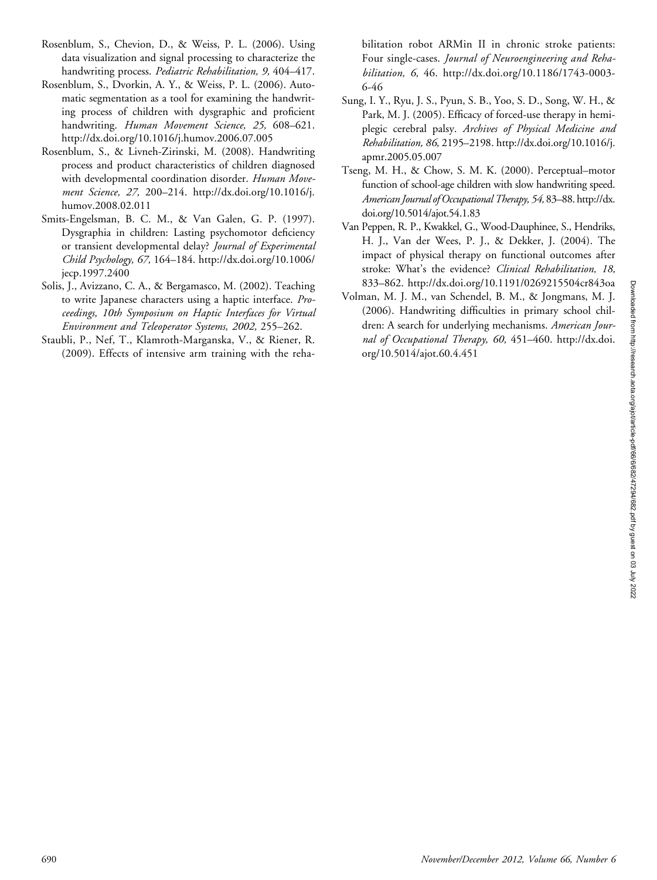Rosenblum, S., Chevion, D., & Weiss, P. L. (2006). Using data visualization and signal processing to characterize the handwriting process. *Pediatric Rehabilitation, 9,* 404–417.

Rosenblum, S., Dvorkin, A. Y., & Weiss, P. L. (2006). Automatic segmentation as a tool for examining the handwriting process of children with dysgraphic and proficient handwriting. *Human Movement Science, 25,* 608–621. http://dx.doi.org/10.1016/j.humov.2006.07.005

Rosenblum, S., & Livneh-Zirinski, M. (2008). Handwriting process and product characteristics of children diagnosed with developmental coordination disorder. *Human Movement Science, 27,* 200–214. http://dx.doi.org/10.1016/j.humov.2008.02.011

Smits-Engelsman, B. C. M., & Van Galen, G. P. (1997). Dysgraphia in children: Lasting psychomotor deficiency or transient developmental delay? *Journal of Experimental Child Psychology, 67,* 164–184. http://dx.doi.org/10.1006/jecp.1997.2400

Solis, J., Avizzano, C. A., & Bergamasco, M. (2002). Teaching to write Japanese characters using a haptic interface. *Proceedings, 10th Symposium on Haptic Interfaces for Virtual Environment and Teleoperator Systems, 2002,* 255–262.

Staubli, P., Nef, T., Klamroth-Marganska, V., & Riener, R. (2009). Effects of intensive arm training with the rehabilitation robot ARMin II in chronic stroke patients: Four single-cases. *Journal of Neuroengineering and Rehabilitation, 6,* 46. http://dx.doi.org/10.1186/1743-0003-6-46

Sung, I. Y., Ryu, J. S., Pyun, S. B., Yoo, S. D., Song, W. H., & Park, M. J. (2005). Efficacy of forced-use therapy in hemiplegic cerebral palsy. *Archives of Physical Medicine and Rehabilitation, 86,* 2195–2198. http://dx.doi.org/10.1016/j.apmr.2005.05.007

Tseng, M. H., & Chow, S. M. K. (2000). Perceptual–motor function of school-age children with slow handwriting speed. *American Journal of Occupational Therapy, 54,* 83–88. http://dx.doi.org/10.5014/ajot.54.1.83

Van Peppen, R. P., Kwakkel, G., Wood-Dauphinee, S., Hendriks, H. J., Van der Wees, P. J., & Dekker, J. (2004). The impact of physical therapy on functional outcomes after stroke: What's the evidence? *Clinical Rehabilitation, 18,* 833–862. http://dx.doi.org/10.1191/0269215504cr843oa

Volman, M. J. M., van Schendel, B. M., & Jongmans, M. J. (2006). Handwriting difficulties in primary school children: A search for underlying mechanisms. *American Journal of Occupational Therapy, 60,* 451–460. http://dx.doi.org/10.5014/ajot.60.4.451